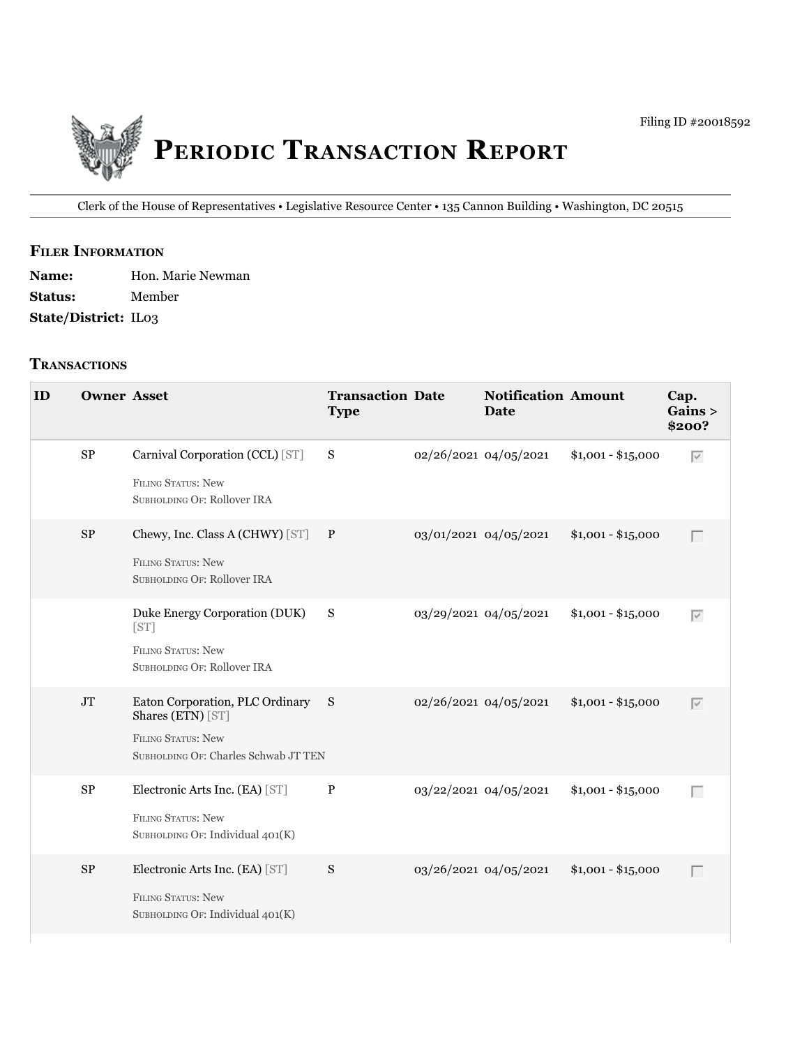Filing ID #20018592

# Periodic Transaction Report

Clerk of the House of Representatives • Legislative Resource Center • 135 Cannon Building • Washington, DC 20515

## Filer Information

**Name:** Hon. Marie Newman

**Status:** Member

**State/District:** IL03

## Transactions

| ID | Owner | Asset | Transaction Type | Date | Notification Date | Amount | Cap. Gains > $200? |
|---|---|---|---|---|---|---|---|
| | SP | Carnival Corporation (CCL) [ST]<br>Filing Status: New<br>Subholding Of: Rollover IRA | S | 02/26/2021 | 04/05/2021 | $1,001 - $15,000 | ☑ |
| | SP | Chewy, Inc. Class A (CHWY) [ST]<br>Filing Status: New<br>Subholding Of: Rollover IRA | P | 03/01/2021 | 04/05/2021 | $1,001 - $15,000 | ☐ |
| | | Duke Energy Corporation (DUK) [ST]<br>Filing Status: New<br>Subholding Of: Rollover IRA | S | 03/29/2021 | 04/05/2021 | $1,001 - $15,000 | ☑ |
| | JT | Eaton Corporation, PLC Ordinary Shares (ETN) [ST]<br>Filing Status: New<br>Subholding Of: Charles Schwab JT TEN | S | 02/26/2021 | 04/05/2021 | $1,001 - $15,000 | ☑ |
| | SP | Electronic Arts Inc. (EA) [ST]<br>Filing Status: New<br>Subholding Of: Individual 401(K) | P | 03/22/2021 | 04/05/2021 | $1,001 - $15,000 | ☐ |
| | SP | Electronic Arts Inc. (EA) [ST]<br>Filing Status: New<br>Subholding Of: Individual 401(K) | S | 03/26/2021 | 04/05/2021 | $1,001 - $15,000 | ☐ |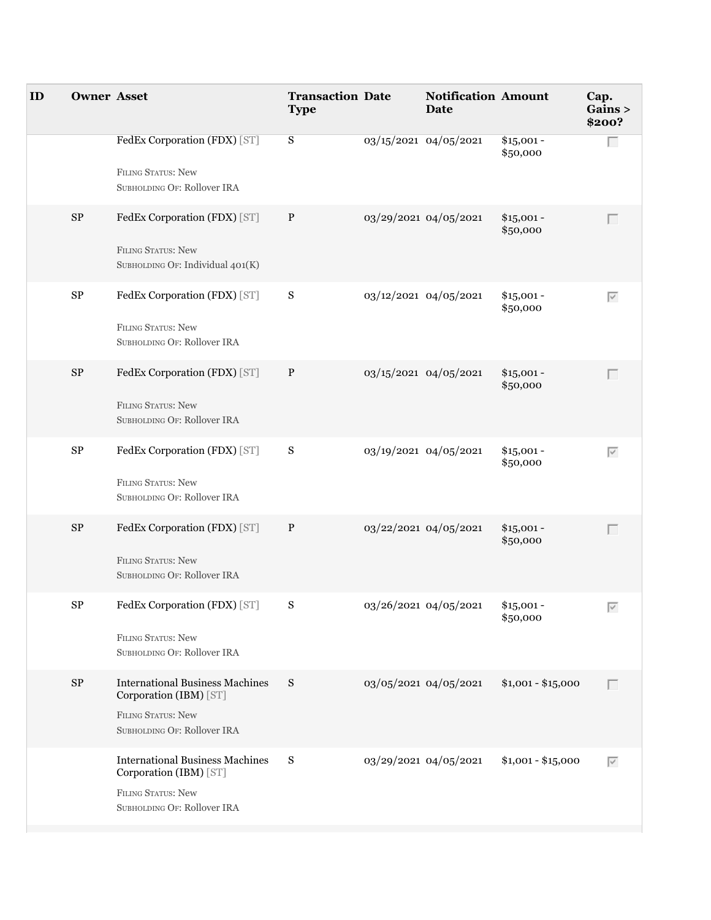| ID | Owner | Asset | Transaction Type | Date | Notification Date | Amount | Cap. Gains > $200? |
|---|---|---|---|---|---|---|---|
| | | FedEx Corporation (FDX) [ST]<br><br>Filing Status: New<br>Subholding Of: Rollover IRA | S | 03/15/2021 | 04/05/2021 | $15,001 - $50,000 | ☐ |
| | SP | FedEx Corporation (FDX) [ST]<br><br>Filing Status: New<br>Subholding Of: Individual 401(K) | P | 03/29/2021 | 04/05/2021 | $15,001 - $50,000 | ☐ |
| | SP | FedEx Corporation (FDX) [ST]<br><br>Filing Status: New<br>Subholding Of: Rollover IRA | S | 03/12/2021 | 04/05/2021 | $15,001 - $50,000 | ☑ |
| | SP | FedEx Corporation (FDX) [ST]<br><br>Filing Status: New<br>Subholding Of: Rollover IRA | P | 03/15/2021 | 04/05/2021 | $15,001 - $50,000 | ☐ |
| | SP | FedEx Corporation (FDX) [ST]<br><br>Filing Status: New<br>Subholding Of: Rollover IRA | S | 03/19/2021 | 04/05/2021 | $15,001 - $50,000 | ☑ |
| | SP | FedEx Corporation (FDX) [ST]<br><br>Filing Status: New<br>Subholding Of: Rollover IRA | P | 03/22/2021 | 04/05/2021 | $15,001 - $50,000 | ☐ |
| | SP | FedEx Corporation (FDX) [ST]<br><br>Filing Status: New<br>Subholding Of: Rollover IRA | S | 03/26/2021 | 04/05/2021 | $15,001 - $50,000 | ☑ |
| | SP | International Business Machines Corporation (IBM) [ST]<br><br>Filing Status: New<br>Subholding Of: Rollover IRA | S | 03/05/2021 | 04/05/2021 | $1,001 - $15,000 | ☐ |
| | | International Business Machines Corporation (IBM) [ST]<br><br>Filing Status: New<br>Subholding Of: Rollover IRA | S | 03/29/2021 | 04/05/2021 | $1,001 - $15,000 | ☑ |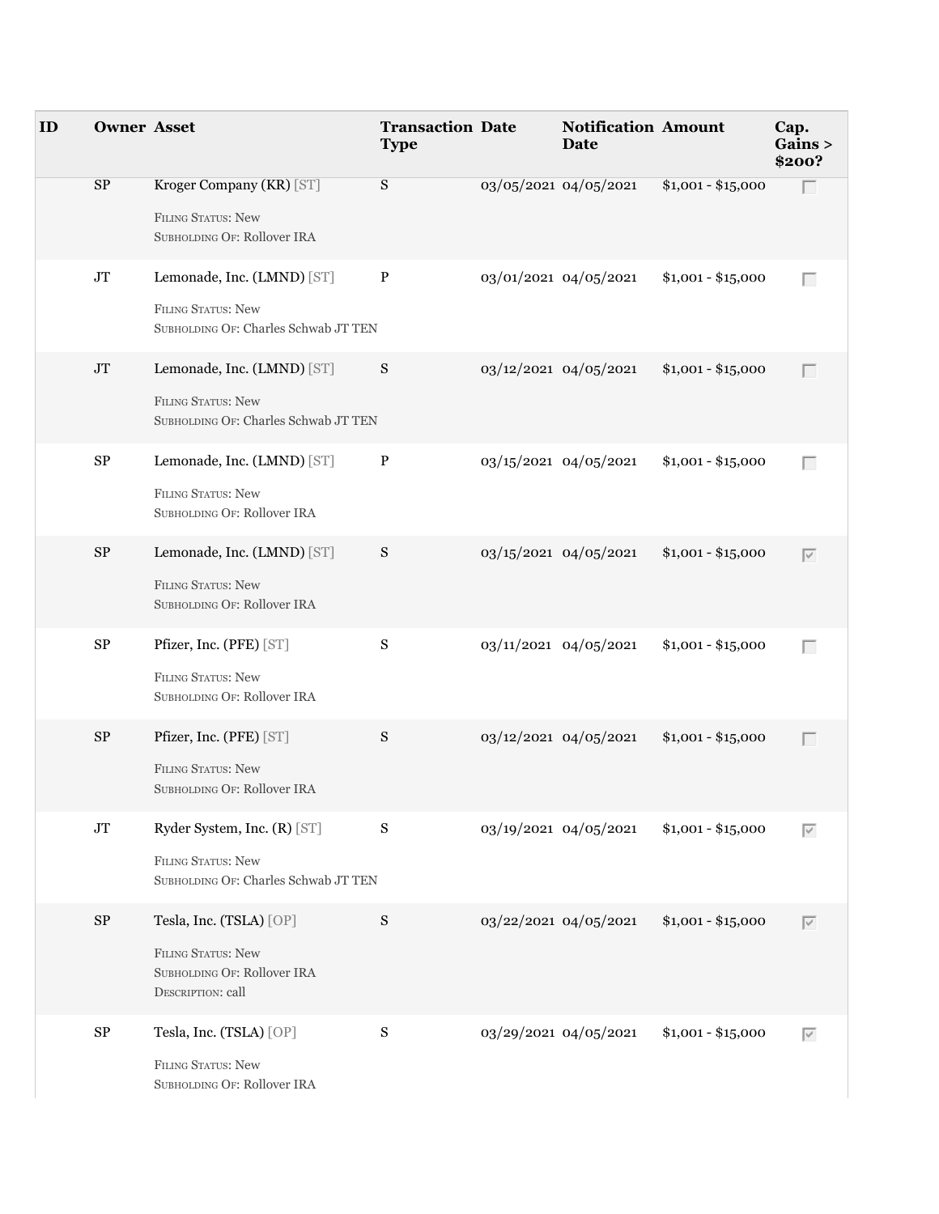| ID | Owner | Asset | Transaction Type | Date | Notification Date | Amount | Cap. Gains > $200? |
| --- | --- | --- | --- | --- | --- | --- | --- |
| | SP | Kroger Company (KR) [ST]<br><br>Filing Status: New<br>Subholding Of: Rollover IRA | S | 03/05/2021 | 04/05/2021 | $1,001 - $15,000 | ☐ |
| | JT | Lemonade, Inc. (LMND) [ST]<br><br>Filing Status: New<br>Subholding Of: Charles Schwab JT TEN | P | 03/01/2021 | 04/05/2021 | $1,001 - $15,000 | ☐ |
| | JT | Lemonade, Inc. (LMND) [ST]<br><br>Filing Status: New<br>Subholding Of: Charles Schwab JT TEN | S | 03/12/2021 | 04/05/2021 | $1,001 - $15,000 | ☐ |
| | SP | Lemonade, Inc. (LMND) [ST]<br><br>Filing Status: New<br>Subholding Of: Rollover IRA | P | 03/15/2021 | 04/05/2021 | $1,001 - $15,000 | ☐ |
| | SP | Lemonade, Inc. (LMND) [ST]<br><br>Filing Status: New<br>Subholding Of: Rollover IRA | S | 03/15/2021 | 04/05/2021 | $1,001 - $15,000 | ☑ |
| | SP | Pfizer, Inc. (PFE) [ST]<br><br>Filing Status: New<br>Subholding Of: Rollover IRA | S | 03/11/2021 | 04/05/2021 | $1,001 - $15,000 | ☐ |
| | SP | Pfizer, Inc. (PFE) [ST]<br><br>Filing Status: New<br>Subholding Of: Rollover IRA | S | 03/12/2021 | 04/05/2021 | $1,001 - $15,000 | ☐ |
| | JT | Ryder System, Inc. (R) [ST]<br><br>Filing Status: New<br>Subholding Of: Charles Schwab JT TEN | S | 03/19/2021 | 04/05/2021 | $1,001 - $15,000 | ☑ |
| | SP | Tesla, Inc. (TSLA) [OP]<br><br>Filing Status: New<br>Subholding Of: Rollover IRA<br>Description: call | S | 03/22/2021 | 04/05/2021 | $1,001 - $15,000 | ☑ |
| | SP | Tesla, Inc. (TSLA) [OP]<br><br>Filing Status: New<br>Subholding Of: Rollover IRA | S | 03/29/2021 | 04/05/2021 | $1,001 - $15,000 | ☑ |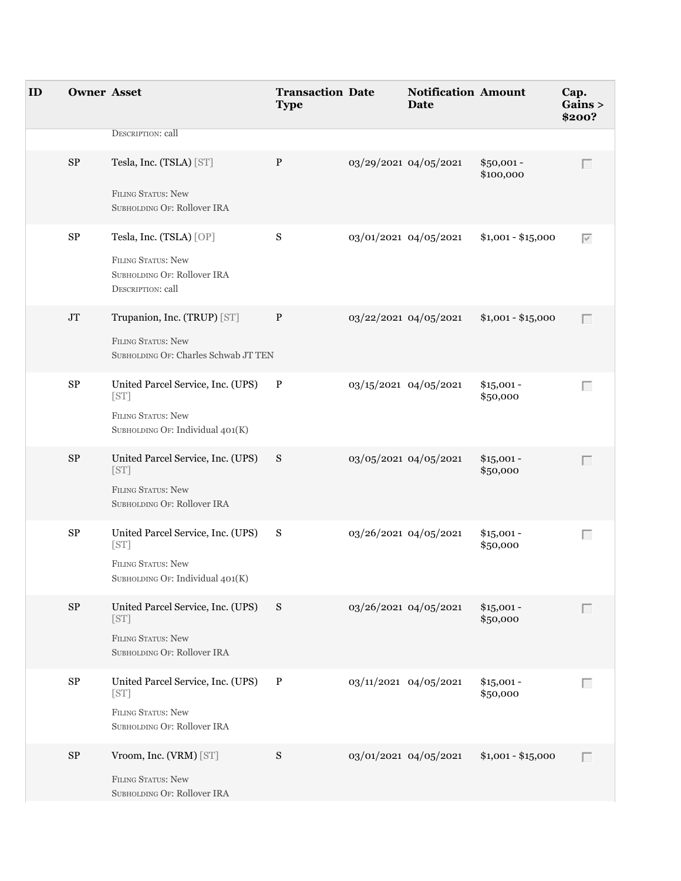| ID | Owner | Asset | Transaction Type | Date | Notification Date | Amount | Cap. Gains > $200? |
| --- | --- | --- | --- | --- | --- | --- | --- |
| | | DESCRIPTION: call | | | | | |
| | SP | Tesla, Inc. (TSLA) [ST]<br>FILING STATUS: New<br>SUBHOLDING OF: Rollover IRA | P | 03/29/2021 | 04/05/2021 | $50,001 - $100,000 | ☐ |
| | SP | Tesla, Inc. (TSLA) [OP]<br>FILING STATUS: New<br>SUBHOLDING OF: Rollover IRA<br>DESCRIPTION: call | S | 03/01/2021 | 04/05/2021 | $1,001 - $15,000 | ☑ |
| | JT | Trupanion, Inc. (TRUP) [ST]<br>FILING STATUS: New<br>SUBHOLDING OF: Charles Schwab JT TEN | P | 03/22/2021 | 04/05/2021 | $1,001 - $15,000 | ☐ |
| | SP | United Parcel Service, Inc. (UPS) [ST]<br>FILING STATUS: New<br>SUBHOLDING OF: Individual 401(K) | P | 03/15/2021 | 04/05/2021 | $15,001 - $50,000 | ☐ |
| | SP | United Parcel Service, Inc. (UPS) [ST]<br>FILING STATUS: New<br>SUBHOLDING OF: Rollover IRA | S | 03/05/2021 | 04/05/2021 | $15,001 - $50,000 | ☐ |
| | SP | United Parcel Service, Inc. (UPS) [ST]<br>FILING STATUS: New<br>SUBHOLDING OF: Individual 401(K) | S | 03/26/2021 | 04/05/2021 | $15,001 - $50,000 | ☐ |
| | SP | United Parcel Service, Inc. (UPS) [ST]<br>FILING STATUS: New<br>SUBHOLDING OF: Rollover IRA | S | 03/26/2021 | 04/05/2021 | $15,001 - $50,000 | ☐ |
| | SP | United Parcel Service, Inc. (UPS) [ST]<br>FILING STATUS: New<br>SUBHOLDING OF: Rollover IRA | P | 03/11/2021 | 04/05/2021 | $15,001 - $50,000 | ☐ |
| | SP | Vroom, Inc. (VRM) [ST]<br>FILING STATUS: New<br>SUBHOLDING OF: Rollover IRA | S | 03/01/2021 | 04/05/2021 | $1,001 - $15,000 | ☐ |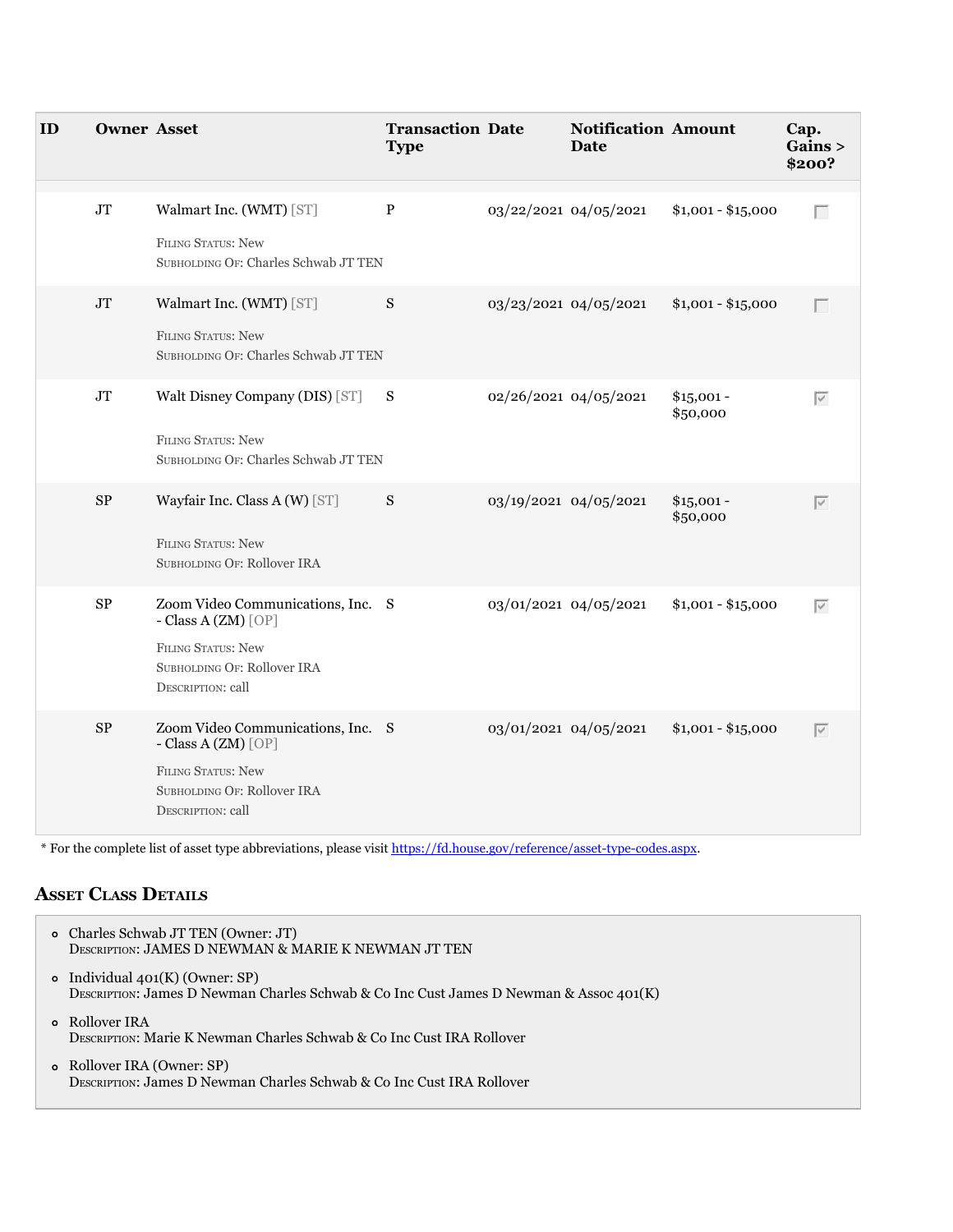| ID | Owner | Asset | Transaction Type | Date | Notification Date | Amount | Cap. Gains > $200? |
| --- | --- | --- | --- | --- | --- | --- | --- |
| | JT | Walmart Inc. (WMT) [ST]<br><br>Filing Status: New<br>Subholding Of: Charles Schwab JT TEN | P | 03/22/2021 | 04/05/2021 | $1,001 - $15,000 | ☐ |
| | JT | Walmart Inc. (WMT) [ST]<br><br>Filing Status: New<br>Subholding Of: Charles Schwab JT TEN | S | 03/23/2021 | 04/05/2021 | $1,001 - $15,000 | ☐ |
| | JT | Walt Disney Company (DIS) [ST]<br><br>Filing Status: New<br>Subholding Of: Charles Schwab JT TEN | S | 02/26/2021 | 04/05/2021 | $15,001 - $50,000 | ☑ |
| | SP | Wayfair Inc. Class A (W) [ST]<br><br>Filing Status: New<br>Subholding Of: Rollover IRA | S | 03/19/2021 | 04/05/2021 | $15,001 - $50,000 | ☑ |
| | SP | Zoom Video Communications, Inc. - Class A (ZM) [OP]<br><br>Filing Status: New<br>Subholding Of: Rollover IRA<br>Description: call | S | 03/01/2021 | 04/05/2021 | $1,001 - $15,000 | ☑ |
| | SP | Zoom Video Communications, Inc. - Class A (ZM) [OP]<br><br>Filing Status: New<br>Subholding Of: Rollover IRA<br>Description: call | S | 03/01/2021 | 04/05/2021 | $1,001 - $15,000 | ☑ |

* For the complete list of asset type abbreviations, please visit https://fd.house.gov/reference/asset-type-codes.aspx.

## Asset Class Details

- Charles Schwab JT TEN (Owner: JT)
  Description: JAMES D NEWMAN & MARIE K NEWMAN JT TEN
- Individual 401(K) (Owner: SP)
  Description: James D Newman Charles Schwab & Co Inc Cust James D Newman & Assoc 401(K)
- Rollover IRA
  Description: Marie K Newman Charles Schwab & Co Inc Cust IRA Rollover
- Rollover IRA (Owner: SP)
  Description: James D Newman Charles Schwab & Co Inc Cust IRA Rollover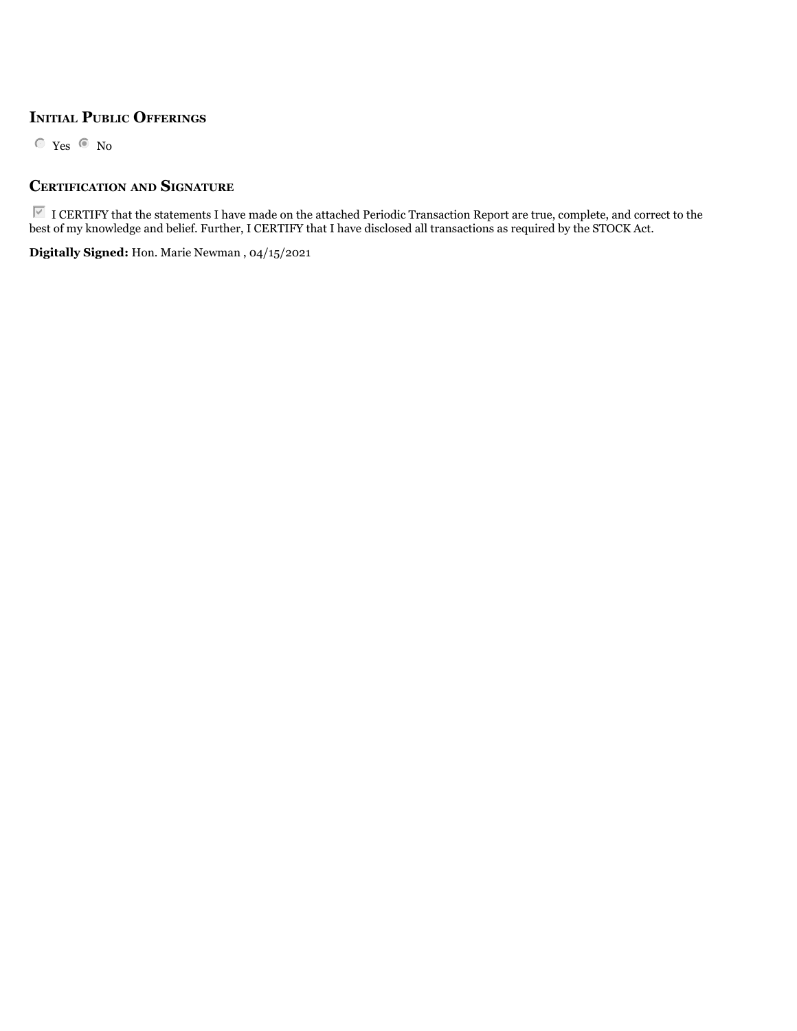## Initial Public Offerings

○ Yes ◉ No

## Certification and Signature

☑ I CERTIFY that the statements I have made on the attached Periodic Transaction Report are true, complete, and correct to the best of my knowledge and belief. Further, I CERTIFY that I have disclosed all transactions as required by the STOCK Act.

**Digitally Signed:** Hon. Marie Newman , 04/15/2021